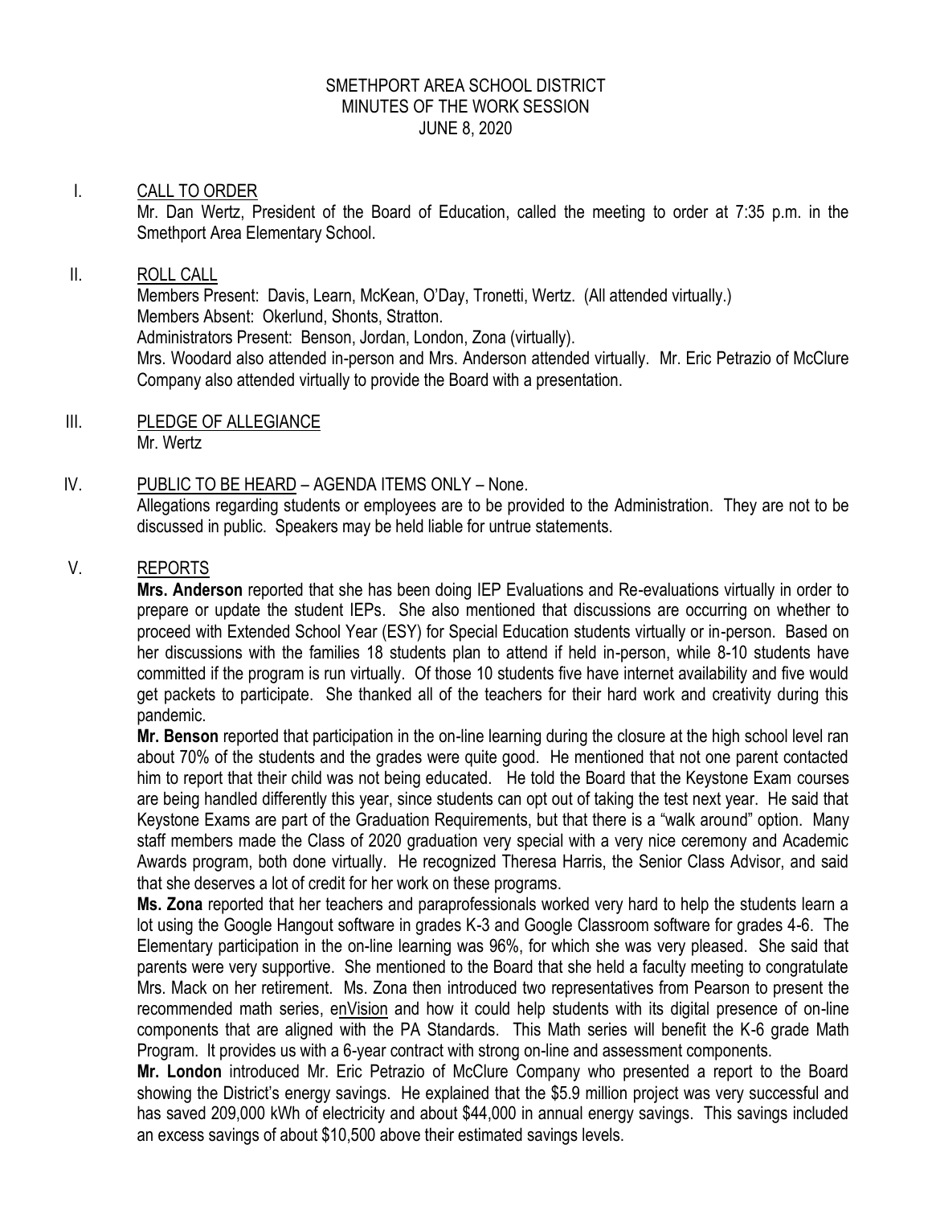SMETHPORT AREA SCHOOL DISTRICT
MINUTES OF THE WORK SESSION
JUNE 8, 2020

I. CALL TO ORDER

Mr. Dan Wertz, President of the Board of Education, called the meeting to order at 7:35 p.m. in the Smethport Area Elementary School.

II. ROLL CALL

Members Present: Davis, Learn, McKean, O'Day, Tronetti, Wertz. (All attended virtually.)
Members Absent: Okerlund, Shonts, Stratton.
Administrators Present: Benson, Jordan, London, Zona (virtually).
Mrs. Woodard also attended in-person and Mrs. Anderson attended virtually. Mr. Eric Petrazio of McClure Company also attended virtually to provide the Board with a presentation.

III. PLEDGE OF ALLEGIANCE

Mr. Wertz

IV. PUBLIC TO BE HEARD – AGENDA ITEMS ONLY – None.

Allegations regarding students or employees are to be provided to the Administration. They are not to be discussed in public. Speakers may be held liable for untrue statements.

V. REPORTS

**Mrs. Anderson** reported that she has been doing IEP Evaluations and Re-evaluations virtually in order to prepare or update the student IEPs. She also mentioned that discussions are occurring on whether to proceed with Extended School Year (ESY) for Special Education students virtually or in-person. Based on her discussions with the families 18 students plan to attend if held in-person, while 8-10 students have committed if the program is run virtually. Of those 10 students five have internet availability and five would get packets to participate. She thanked all of the teachers for their hard work and creativity during this pandemic.

**Mr. Benson** reported that participation in the on-line learning during the closure at the high school level ran about 70% of the students and the grades were quite good. He mentioned that not one parent contacted him to report that their child was not being educated. He told the Board that the Keystone Exam courses are being handled differently this year, since students can opt out of taking the test next year. He said that Keystone Exams are part of the Graduation Requirements, but that there is a "walk around" option. Many staff members made the Class of 2020 graduation very special with a very nice ceremony and Academic Awards program, both done virtually. He recognized Theresa Harris, the Senior Class Advisor, and said that she deserves a lot of credit for her work on these programs.

**Ms. Zona** reported that her teachers and paraprofessionals worked very hard to help the students learn a lot using the Google Hangout software in grades K-3 and Google Classroom software for grades 4-6. The Elementary participation in the on-line learning was 96%, for which she was very pleased. She said that parents were very supportive. She mentioned to the Board that she held a faculty meeting to congratulate Mrs. Mack on her retirement. Ms. Zona then introduced two representatives from Pearson to present the recommended math series, enVision and how it could help students with its digital presence of on-line components that are aligned with the PA Standards. This Math series will benefit the K-6 grade Math Program. It provides us with a 6-year contract with strong on-line and assessment components.

**Mr. London** introduced Mr. Eric Petrazio of McClure Company who presented a report to the Board showing the District's energy savings. He explained that the $5.9 million project was very successful and has saved 209,000 kWh of electricity and about $44,000 in annual energy savings. This savings included an excess savings of about $10,500 above their estimated savings levels.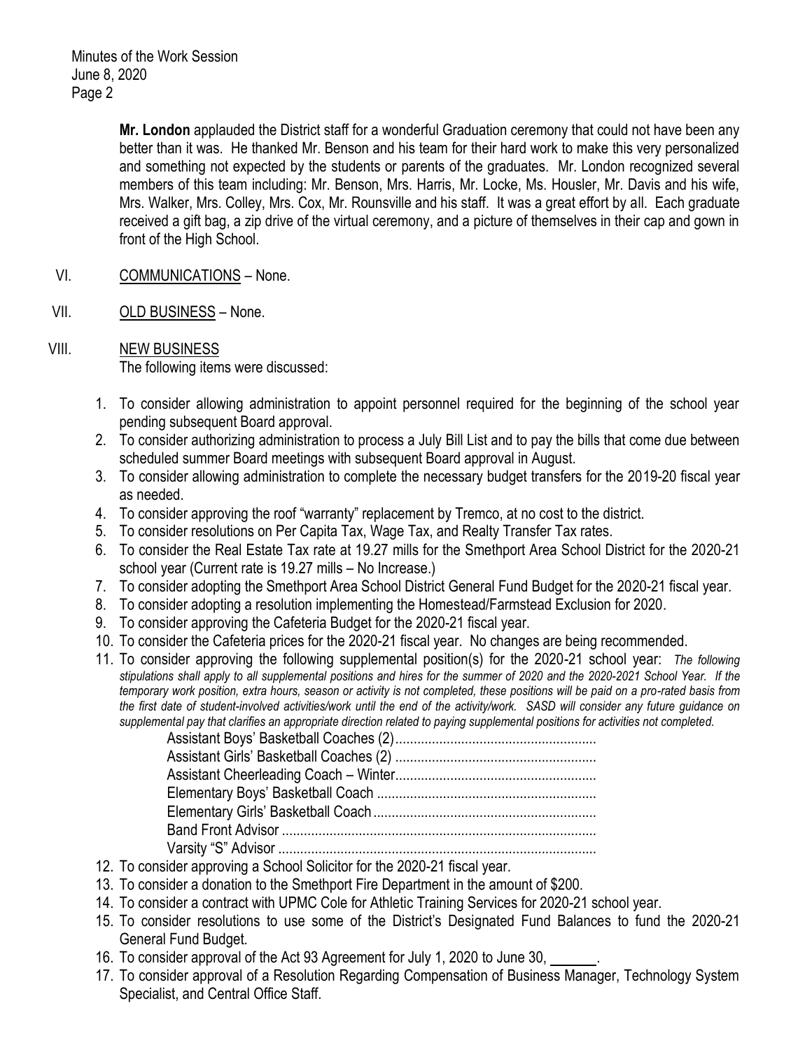**Mr. London** applauded the District staff for a wonderful Graduation ceremony that could not have been any better than it was. He thanked Mr. Benson and his team for their hard work to make this very personalized and something not expected by the students or parents of the graduates. Mr. London recognized several members of this team including: Mr. Benson, Mrs. Harris, Mr. Locke, Ms. Housler, Mr. Davis and his wife, Mrs. Walker, Mrs. Colley, Mrs. Cox, Mr. Rounsville and his staff. It was a great effort by all. Each graduate received a gift bag, a zip drive of the virtual ceremony, and a picture of themselves in their cap and gown in front of the High School.

VI. COMMUNICATIONS – None.

VII. OLD BUSINESS – None.

VIII. NEW BUSINESS

The following items were discussed:

1. To consider allowing administration to appoint personnel required for the beginning of the school year pending subsequent Board approval.
2. To consider authorizing administration to process a July Bill List and to pay the bills that come due between scheduled summer Board meetings with subsequent Board approval in August.
3. To consider allowing administration to complete the necessary budget transfers for the 2019-20 fiscal year as needed.
4. To consider approving the roof "warranty" replacement by Tremco, at no cost to the district.
5. To consider resolutions on Per Capita Tax, Wage Tax, and Realty Transfer Tax rates.
6. To consider the Real Estate Tax rate at 19.27 mills for the Smethport Area School District for the 2020-21 school year (Current rate is 19.27 mills – No Increase.)
7. To consider adopting the Smethport Area School District General Fund Budget for the 2020-21 fiscal year.
8. To consider adopting a resolution implementing the Homestead/Farmstead Exclusion for 2020.
9. To consider approving the Cafeteria Budget for the 2020-21 fiscal year.
10. To consider the Cafeteria prices for the 2020-21 fiscal year. No changes are being recommended.
11. To consider approving the following supplemental position(s) for the 2020-21 school year: *The following stipulations shall apply to all supplemental positions and hires for the summer of 2020 and the 2020-2021 School Year. If the temporary work position, extra hours, season or activity is not completed, these positions will be paid on a pro-rated basis from the first date of student-involved activities/work until the end of the activity/work. SASD will consider any future guidance on supplemental pay that clarifies an appropriate direction related to paying supplemental positions for activities not completed.*
    - Assistant Boys' Basketball Coaches (2)......................................................
    - Assistant Girls' Basketball Coaches (2) ......................................................
    - Assistant Cheerleading Coach – Winter......................................................
    - Elementary Boys' Basketball Coach ...........................................................
    - Elementary Girls' Basketball Coach............................................................
    - Band Front Advisor .....................................................................................
    - Varsity "S" Advisor ......................................................................................
12. To consider approving a School Solicitor for the 2020-21 fiscal year.
13. To consider a donation to the Smethport Fire Department in the amount of $200.
14. To consider a contract with UPMC Cole for Athletic Training Services for 2020-21 school year.
15. To consider resolutions to use some of the District's Designated Fund Balances to fund the 2020-21 General Fund Budget.
16. To consider approval of the Act 93 Agreement for July 1, 2020 to June 30, ______.
17. To consider approval of a Resolution Regarding Compensation of Business Manager, Technology System Specialist, and Central Office Staff.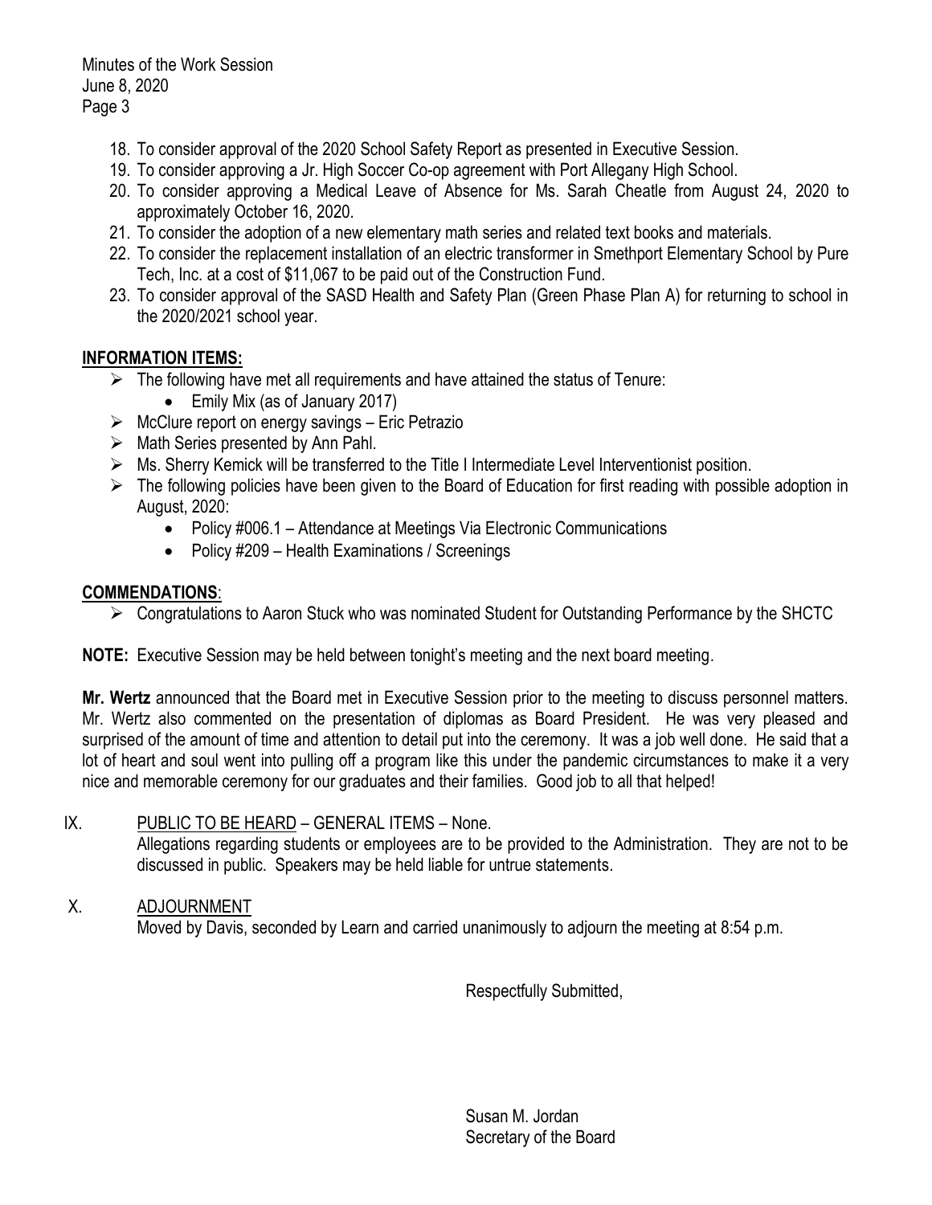18. To consider approval of the 2020 School Safety Report as presented in Executive Session.
19. To consider approving a Jr. High Soccer Co-op agreement with Port Allegany High School.
20. To consider approving a Medical Leave of Absence for Ms. Sarah Cheatle from August 24, 2020 to approximately October 16, 2020.
21. To consider the adoption of a new elementary math series and related text books and materials.
22. To consider the replacement installation of an electric transformer in Smethport Elementary School by Pure Tech, Inc. at a cost of $11,067 to be paid out of the Construction Fund.
23. To consider approval of the SASD Health and Safety Plan (Green Phase Plan A) for returning to school in the 2020/2021 school year.

**INFORMATION ITEMS:**

- The following have met all requirements and have attained the status of Tenure:
  - Emily Mix (as of January 2017)
- McClure report on energy savings – Eric Petrazio
- Math Series presented by Ann Pahl.
- Ms. Sherry Kemick will be transferred to the Title I Intermediate Level Interventionist position.
- The following policies have been given to the Board of Education for first reading with possible adoption in August, 2020:
  - Policy #006.1 – Attendance at Meetings Via Electronic Communications
  - Policy #209 – Health Examinations / Screenings

**COMMENDATIONS**:

- Congratulations to Aaron Stuck who was nominated Student for Outstanding Performance by the SHCTC

**NOTE:** Executive Session may be held between tonight's meeting and the next board meeting.

**Mr. Wertz** announced that the Board met in Executive Session prior to the meeting to discuss personnel matters. Mr. Wertz also commented on the presentation of diplomas as Board President. He was very pleased and surprised of the amount of time and attention to detail put into the ceremony. It was a job well done. He said that a lot of heart and soul went into pulling off a program like this under the pandemic circumstances to make it a very nice and memorable ceremony for our graduates and their families. Good job to all that helped!

IX. PUBLIC TO BE HEARD – GENERAL ITEMS – None.

Allegations regarding students or employees are to be provided to the Administration. They are not to be discussed in public. Speakers may be held liable for untrue statements.

X. ADJOURNMENT

Moved by Davis, seconded by Learn and carried unanimously to adjourn the meeting at 8:54 p.m.

Respectfully Submitted,

Susan M. Jordan
Secretary of the Board